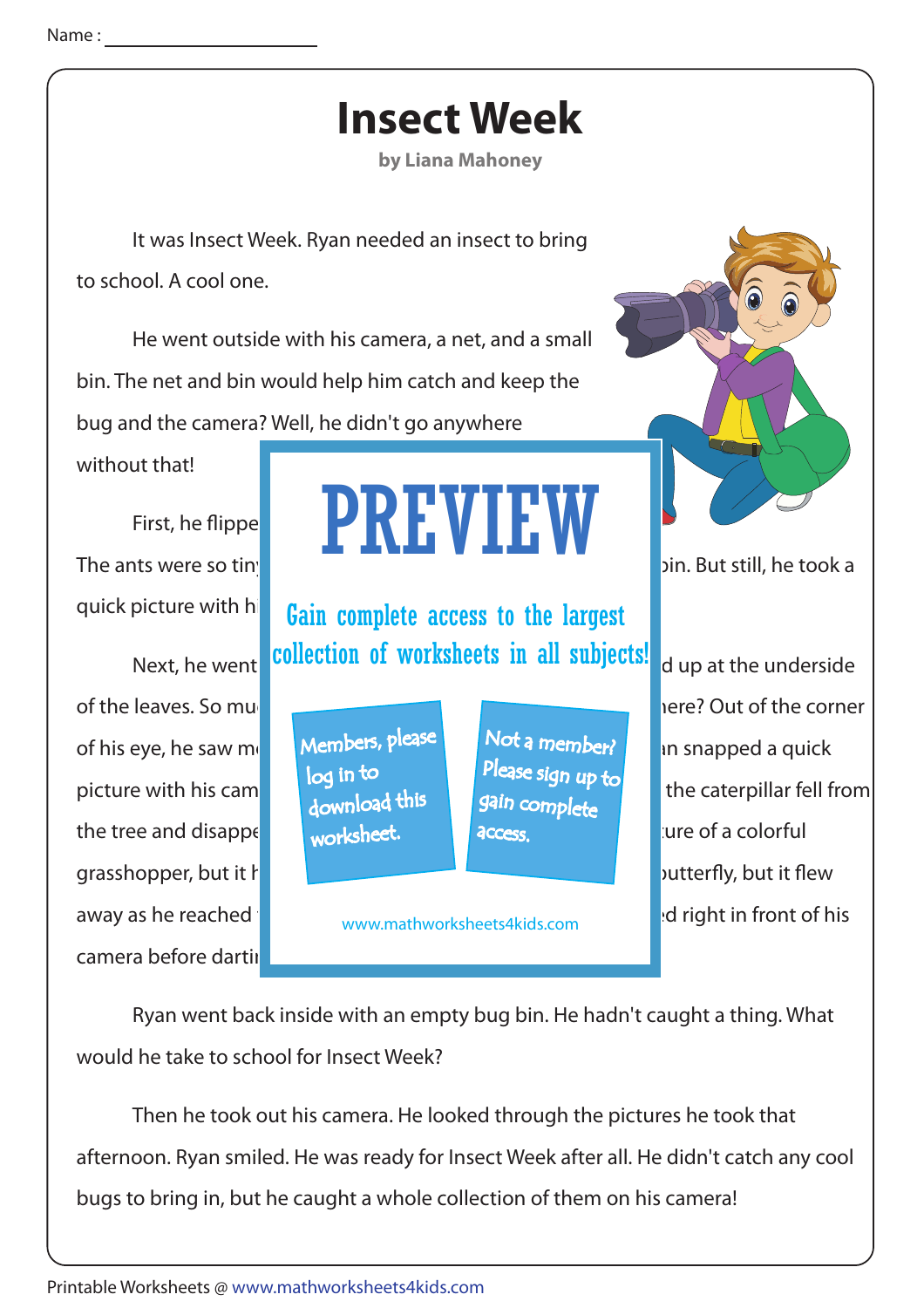Name : ______________________

# Insect Week

**by Liana Mahoney**

It was Insect Week. Ryan needed an insect to bring to school. A cool one.

He went outside with his camera, a net, and a small bin. The net and bin would help him catch and keep the bug and the camera? Well, he didn't go anywhere without that!

First, he flippe

The ants were so tin                                        bin. But still, he took a quick picture with hi

Next, he went                                        d up at the underside of the leaves. So mu                                        here? Out of the corner of his eye, he saw m                                        n snapped a quick picture with his cam                                        the caterpillar fell from the tree and disappe                                        ure of a colorful grasshopper, but it h                                        butterfly, but it flew away as he reached                                        d right in front of his camera before darti

PREVIEW

Gain complete access to the largest collection of worksheets in all subjects!

Members, please log in to download this worksheet.

Not a member? Please sign up to gain complete access.

www.mathworksheets4kids.com

Ryan went back inside with an empty bug bin. He hadn't caught a thing. What would he take to school for Insect Week?

Then he took out his camera. He looked through the pictures he took that afternoon. Ryan smiled. He was ready for Insect Week after all. He didn't catch any cool bugs to bring in, but he caught a whole collection of them on his camera!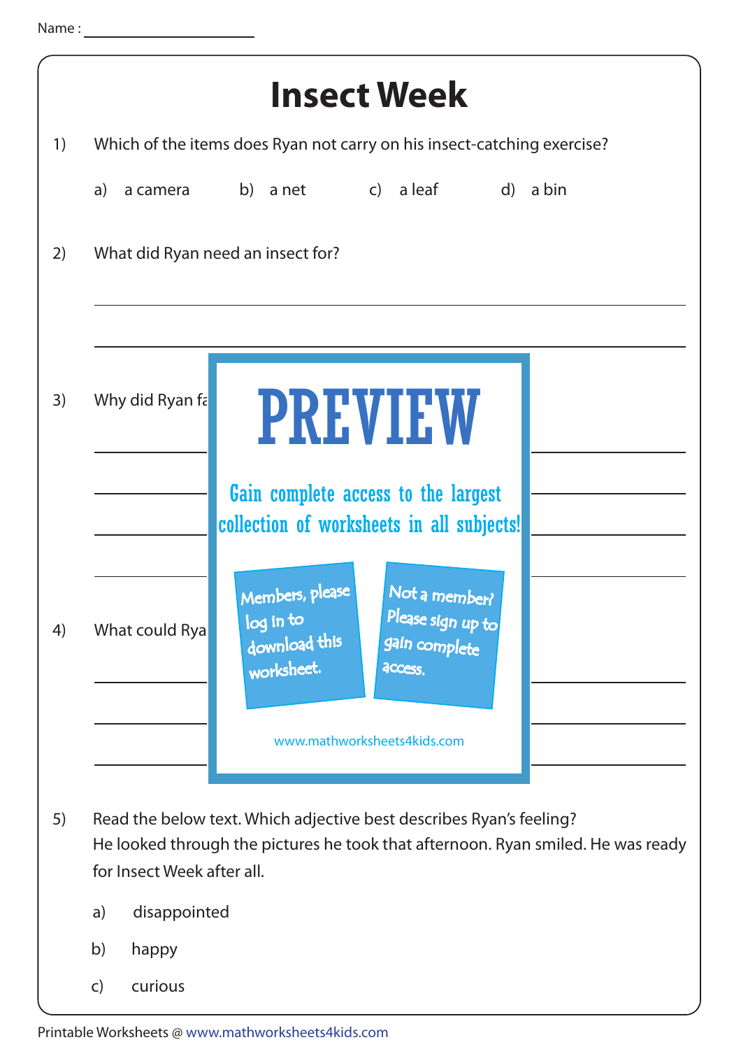Name : ____________________

# Insect Week

1) Which of the items does Ryan not carry on his insect-catching exercise?

   a) a camera     b) a net     c) a leaf     d) a bin

2) What did Ryan need an insect for?

______________________________________________

______________________________________________

3) Why did Ryan fa

______________________________________________

______________________________________________

______________________________________________

______________________________________________

4) What could Rya

______________________________________________

______________________________________________

______________________________________________

PREVIEW

Gain complete access to the largest collection of worksheets in all subjects!

Members, please log in to download this worksheet.

Not a member? Please sign up to gain complete access.

www.mathworksheets4kids.com

5) Read the below text. Which adjective best describes Ryan's feeling?
   He looked through the pictures he took that afternoon. Ryan smiled. He was ready for Insect Week after all.

   a) disappointed

   b) happy

   c) curious

Printable Worksheets @ www.mathworksheets4kids.com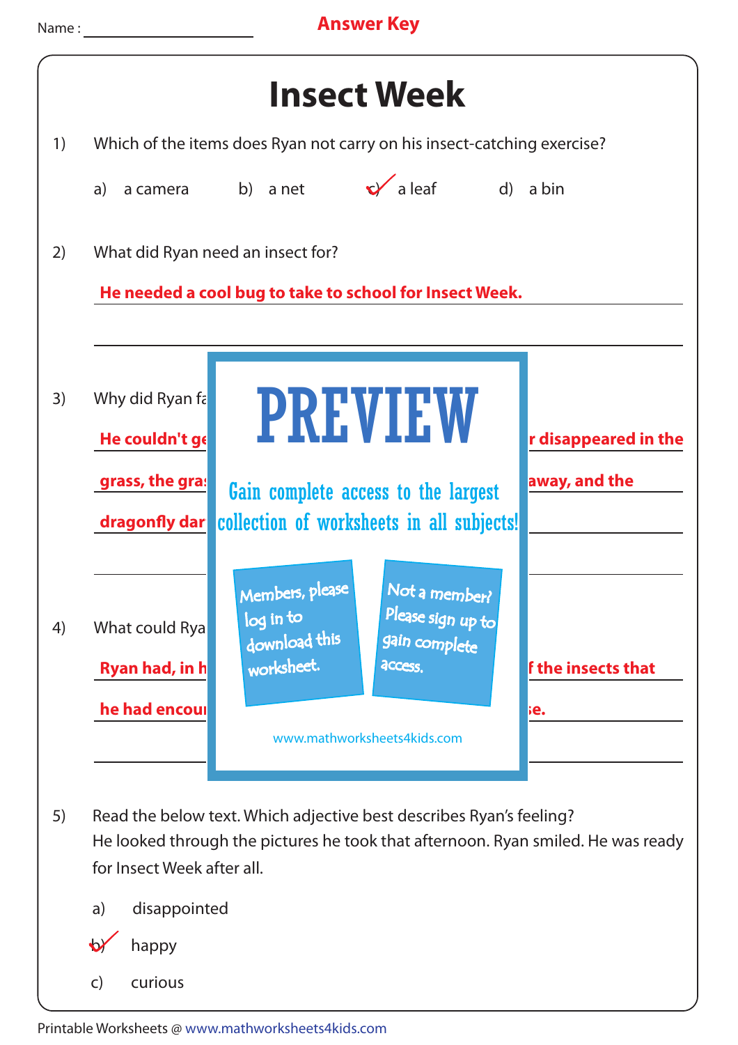Name : ____________________

**Answer Key**

# Insect Week

1) Which of the items does Ryan not carry on his insect-catching exercise?

a) a camera   b) a net   c) ✓ a leaf   d) a bin

2) What did Ryan need an insect for?

**He needed a cool bug to take to school for Insect Week.**

3) Why did Ryan fa

**He couldn't ge** ... **r disappeared in the**

**grass, the gras** ... **away, and the**

**dragonfly dar**

PREVIEW

Gain complete access to the largest collection of worksheets in all subjects!

Members, please log in to download this worksheet.

Not a member? Please sign up to gain complete access.

www.mathworksheets4kids.com

4) What could Rya

**Ryan had, in h** ... **f the insects that**

**he had encou** ... **e.**

5) Read the below text. Which adjective best describes Ryan's feeling?
He looked through the pictures he took that afternoon. Ryan smiled. He was ready for Insect Week after all.

a) disappointed

b) ✓ happy

c) curious

Printable Worksheets @ www.mathworksheets4kids.com